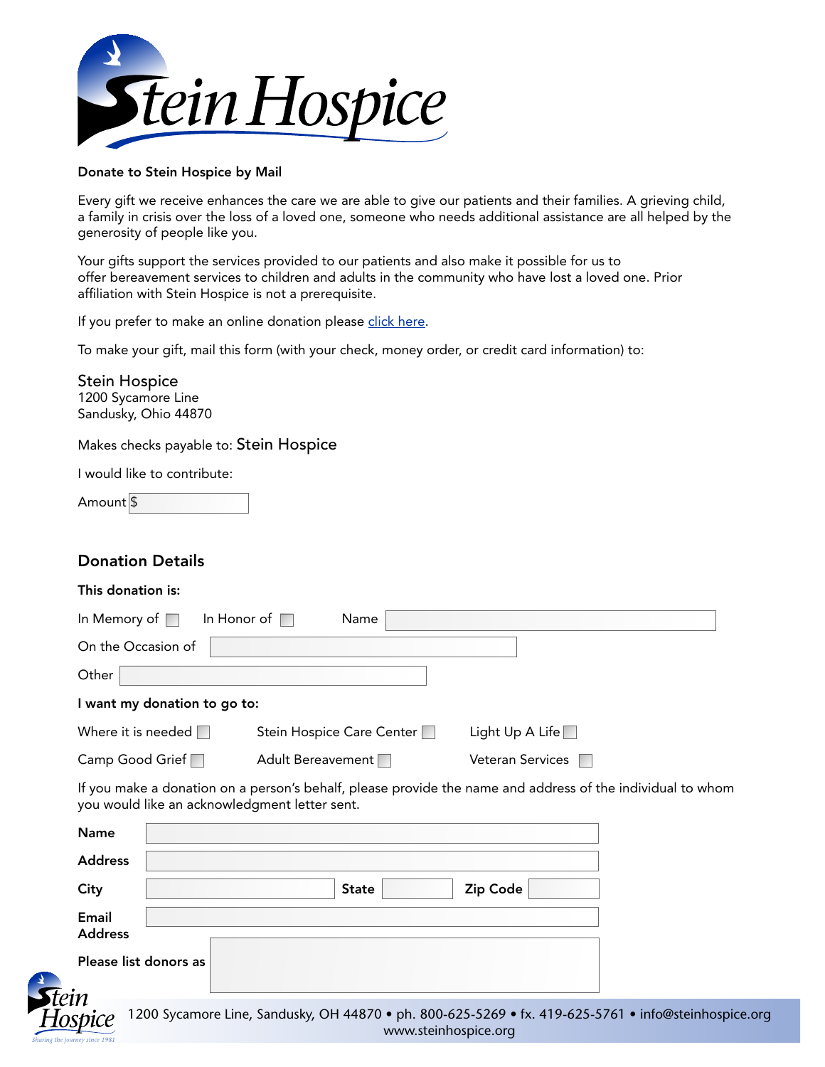**Donate to Stein Hospice by Mail**

Every gift we receive enhances the care we are able to give our patients and their families. A grieving child, a family in crisis over the loss of a loved one, someone who needs additional assistance are all helped by the generosity of people like you.

Your gifts support the services provided to our patients and also make it possible for us to offer bereavement services to children and adults in the community who have lost a loved one. Prior affiliation with Stein Hospice is not a prerequisite.

If you prefer to make an online donation please click here.

To make your gift, mail this form (with your check, money order, or credit card information) to:

Stein Hospice
1200 Sycamore Line
Sandusky, Ohio 44870

Makes checks payable to: Stein Hospice

I would like to contribute:

Amount $ ____________

## Donation Details

**This donation is:**

In Memory of ☐ In Honor of ☐ Name ____________

On the Occasion of ____________

Other ____________

**I want my donation to go to:**

Where it is needed ☐ Stein Hospice Care Center ☐ Light Up A Life ☐

Camp Good Grief ☐ Adult Bereavement ☐ Veteran Services ☐

If you make a donation on a person's behalf, please provide the name and address of the individual to whom you would like an acknowledgment letter sent.

**Name** ____________

**Address** ____________

**City** ____________ **State** ____________ **Zip Code** ____________

**Email Address** ____________

**Please list donors as** ____________

1200 Sycamore Line, Sandusky, OH 44870 • ph. 800-625-5269 • fx. 419-625-5761 • info@steinhospice.org
www.steinhospice.org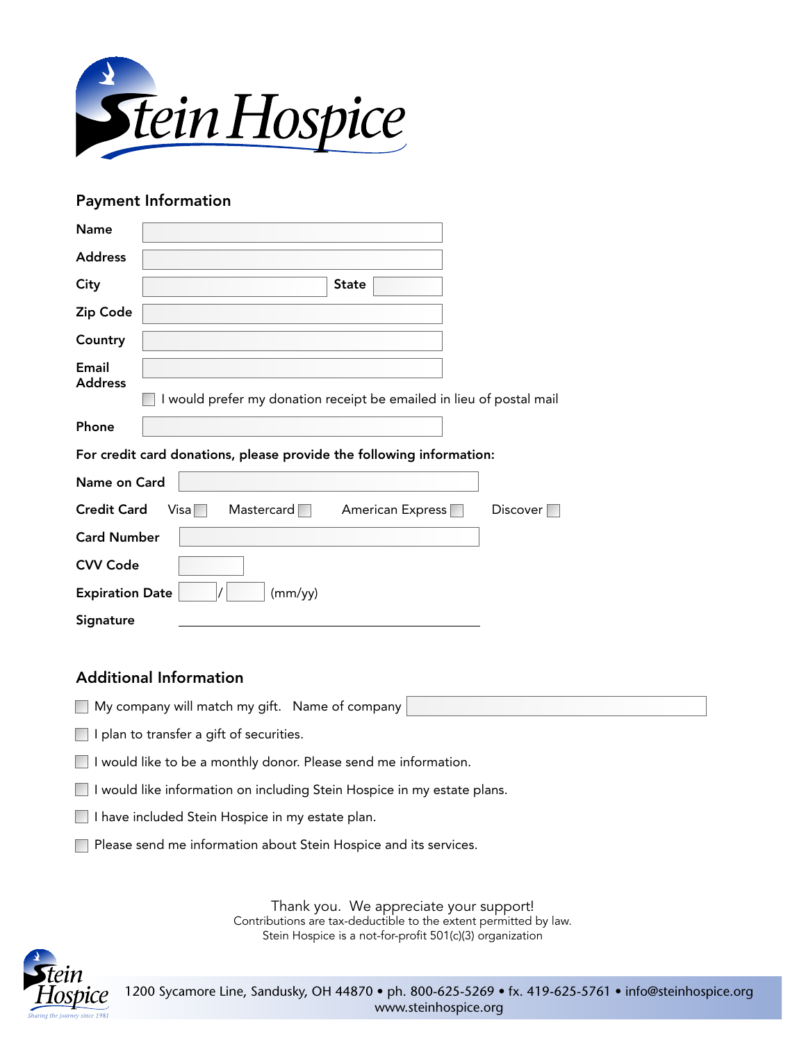# Stein Hospice

## Payment Information

Name

Address

City State

Zip Code

Country

Email Address

☐ I would prefer my donation receipt be emailed in lieu of postal mail

Phone

**For credit card donations, please provide the following information:**

Name on Card

Credit Card Visa ☐ Mastercard ☐ American Express ☐ Discover ☐

Card Number

CVV Code

Expiration Date / (mm/yy)

Signature

## Additional Information

☐ My company will match my gift. Name of company

☐ I plan to transfer a gift of securities.

☐ I would like to be a monthly donor. Please send me information.

☐ I would like information on including Stein Hospice in my estate plans.

☐ I have included Stein Hospice in my estate plan.

☐ Please send me information about Stein Hospice and its services.

Thank you. We appreciate your support!
Contributions are tax-deductible to the extent permitted by law.
Stein Hospice is a not-for-profit 501(c)(3) organization

Stein Hospice
*Sharing the journey since 1981*

1200 Sycamore Line, Sandusky, OH 44870 • ph. 800-625-5269 • fx. 419-625-5761 • info@steinhospice.org
www.steinhospice.org